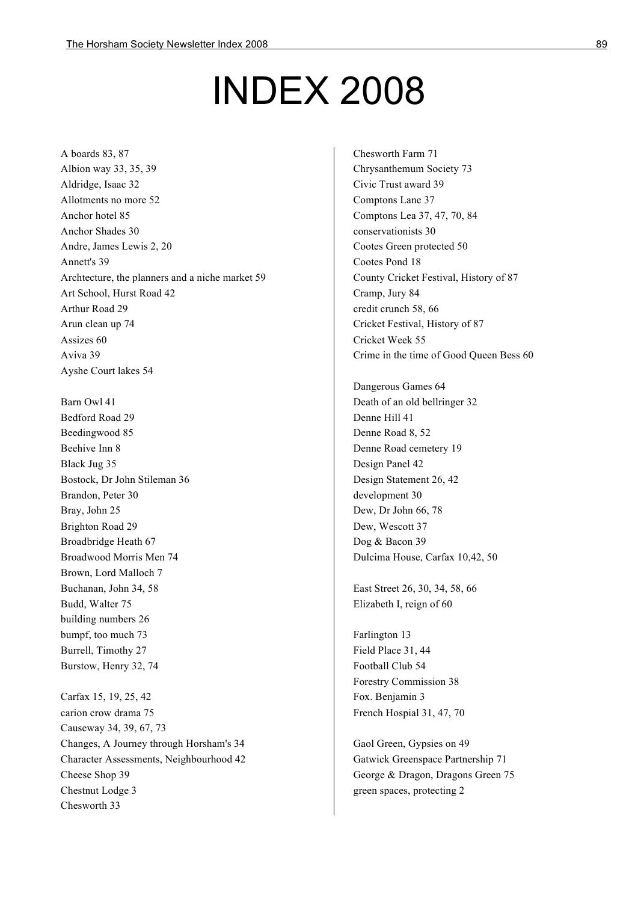# INDEX 2008

A boards 83, 87
Albion way 33, 35, 39
Aldridge, Isaac 32
Allotments no more 52
Anchor hotel 85
Anchor Shades 30
Andre, James Lewis 2, 20
Annett's 39
Archtecture, the planners and a niche market 59
Art School, Hurst Road 42
Arthur Road 29
Arun clean up 74
Assizes 60
Aviva 39
Ayshe Court lakes 54

Barn Owl 41
Bedford Road 29
Beedingwood 85
Beehive Inn 8
Black Jug 35
Bostock, Dr John Stileman 36
Brandon, Peter 30
Bray, John 25
Brighton Road 29
Broadbridge Heath 67
Broadwood Morris Men 74
Brown, Lord Malloch 7
Buchanan, John 34, 58
Budd, Walter 75
building numbers 26
bumpf, too much 73
Burrell, Timothy 27
Burstow, Henry 32, 74

Carfax 15, 19, 25, 42
carion crow drama 75
Causeway 34, 39, 67, 73
Changes, A Journey through Horsham's 34
Character Assessments, Neighbourhood 42
Cheese Shop 39
Chestnut Lodge 3
Chesworth 33
Chesworth Farm 71
Chrysanthemum Society 73
Civic Trust award 39
Comptons Lane 37
Comptons Lea 37, 47, 70, 84
conservationists 30
Cootes Green protected 50
Cootes Pond 18
County Cricket Festival, History of 87
Cramp, Jury 84
credit crunch 58, 66
Cricket Festival, History of 87
Cricket Week 55
Crime in the time of Good Queen Bess 60

Dangerous Games 64
Death of an old bellringer 32
Denne Hill 41
Denne Road 8, 52
Denne Road cemetery 19
Design Panel 42
Design Statement 26, 42
development 30
Dew, Dr John 66, 78
Dew, Wescott 37
Dog & Bacon 39
Dulcima House, Carfax 10,42, 50

East Street 26, 30, 34, 58, 66
Elizabeth I, reign of 60

Farlington 13
Field Place 31, 44
Football Club 54
Forestry Commission 38
Fox. Benjamin 3
French Hospial 31, 47, 70

Gaol Green, Gypsies on 49
Gatwick Greenspace Partnership 71
George & Dragon, Dragons Green 75
green spaces, protecting 2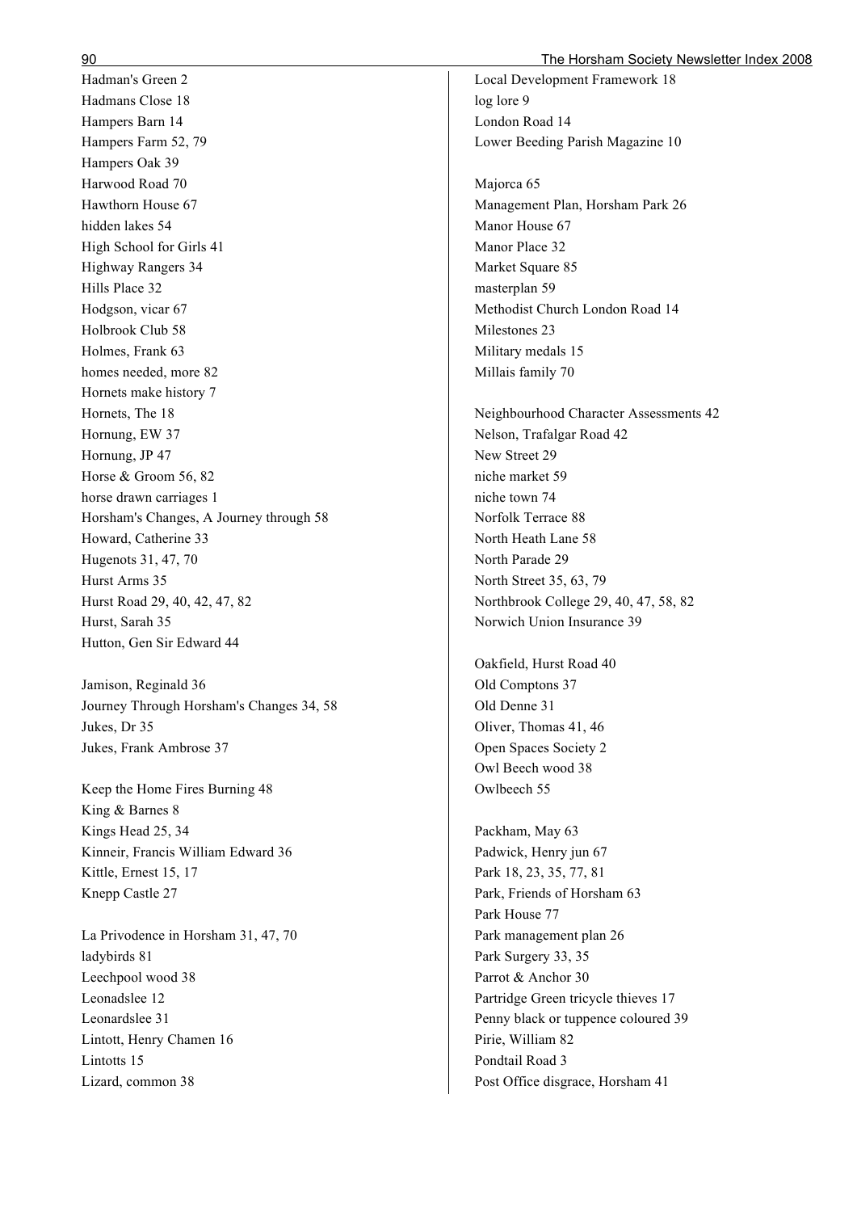Hadman's Green 2
Hadmans Close 18
Hampers Barn 14
Hampers Farm 52, 79
Hampers Oak 39
Harwood Road 70
Hawthorn House 67
hidden lakes 54
High School for Girls 41
Highway Rangers 34
Hills Place 32
Hodgson, vicar 67
Holbrook Club 58
Holmes, Frank 63
homes needed, more 82
Hornets make history 7
Hornets, The 18
Hornung, EW 37
Hornung, JP 47
Horse & Groom 56, 82
horse drawn carriages 1
Horsham's Changes, A Journey through 58
Howard, Catherine 33
Hugenots 31, 47, 70
Hurst Arms 35
Hurst Road 29, 40, 42, 47, 82
Hurst, Sarah 35
Hutton, Gen Sir Edward 44

Jamison, Reginald 36
Journey Through Horsham's Changes 34, 58
Jukes, Dr 35
Jukes, Frank Ambrose 37

Keep the Home Fires Burning 48
King & Barnes 8
Kings Head 25, 34
Kinneir, Francis William Edward 36
Kittle, Ernest 15, 17
Knepp Castle 27

La Privodence in Horsham 31, 47, 70
ladybirds 81
Leechpool wood 38
Leonadslee 12
Leonardslee 31
Lintott, Henry Chamen 16
Lintotts 15
Lizard, common 38
Local Development Framework 18
log lore 9
London Road 14
Lower Beeding Parish Magazine 10

Majorca 65
Management Plan, Horsham Park 26
Manor House 67
Manor Place 32
Market Square 85
masterplan 59
Methodist Church London Road 14
Milestones 23
Military medals 15
Millais family 70

Neighbourhood Character Assessments 42
Nelson, Trafalgar Road 42
New Street 29
niche market 59
niche town 74
Norfolk Terrace 88
North Heath Lane 58
North Parade 29
North Street 35, 63, 79
Northbrook College 29, 40, 47, 58, 82
Norwich Union Insurance 39

Oakfield, Hurst Road 40
Old Comptons 37
Old Denne 31
Oliver, Thomas 41, 46
Open Spaces Society 2
Owl Beech wood 38
Owlbeech 55

Packham, May 63
Padwick, Henry jun 67
Park 18, 23, 35, 77, 81
Park, Friends of Horsham 63
Park House 77
Park management plan 26
Park Surgery 33, 35
Parrot & Anchor 30
Partridge Green tricycle thieves 17
Penny black or tuppence coloured 39
Pirie, William 82
Pondtail Road 3
Post Office disgrace, Horsham 41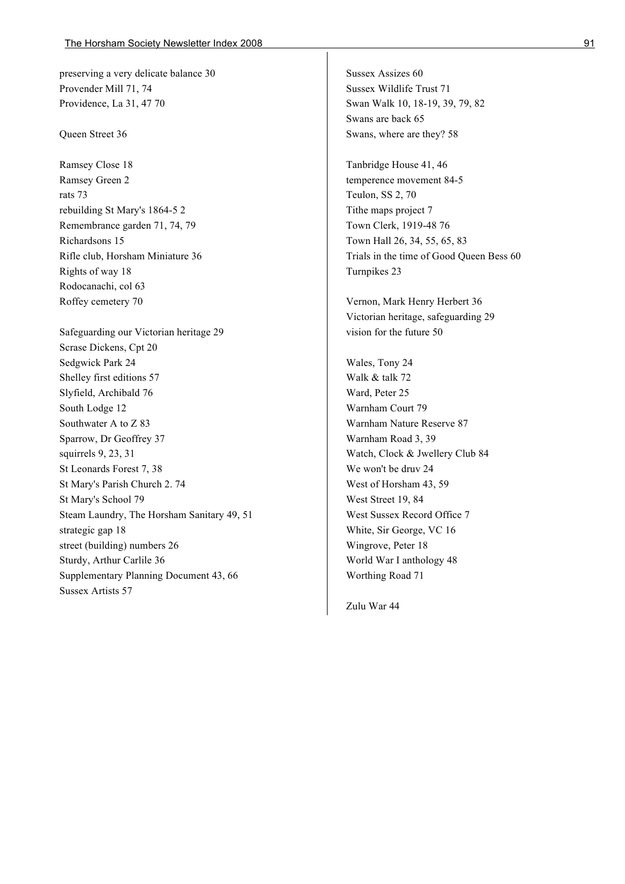preserving a very delicate balance 30
Provender Mill 71, 74
Providence, La 31, 47 70

Queen Street 36

Ramsey Close 18
Ramsey Green 2
rats 73
rebuilding St Mary's 1864-5 2
Remembrance garden 71, 74, 79
Richardsons 15
Rifle club, Horsham Miniature 36
Rights of way 18
Rodocanachi, col 63
Roffey cemetery 70

Safeguarding our Victorian heritage 29
Scrase Dickens, Cpt 20
Sedgwick Park 24
Shelley first editions 57
Slyfield, Archibald 76
South Lodge 12
Southwater A to Z 83
Sparrow, Dr Geoffrey 37
squirrels 9, 23, 31
St Leonards Forest 7, 38
St Mary's Parish Church 2. 74
St Mary's School 79
Steam Laundry, The Horsham Sanitary 49, 51
strategic gap 18
street (building) numbers 26
Sturdy, Arthur Carlile 36
Supplementary Planning Document 43, 66
Sussex Artists 57
Sussex Assizes 60
Sussex Wildlife Trust 71
Swan Walk 10, 18-19, 39, 79, 82
Swans are back 65
Swans, where are they? 58

Tanbridge House 41, 46
temperence movement 84-5
Teulon, SS 2, 70
Tithe maps project 7
Town Clerk, 1919-48 76
Town Hall 26, 34, 55, 65, 83
Trials in the time of Good Queen Bess 60
Turnpikes 23

Vernon, Mark Henry Herbert 36
Victorian heritage, safeguarding 29
vision for the future 50

Wales, Tony 24
Walk & talk 72
Ward, Peter 25
Warnham Court 79
Warnham Nature Reserve 87
Warnham Road 3, 39
Watch, Clock & Jwellery Club 84
We won't be druv 24
West of Horsham 43, 59
West Street 19, 84
West Sussex Record Office 7
White, Sir George, VC 16
Wingrove, Peter 18
World War I anthology 48
Worthing Road 71

Zulu War 44